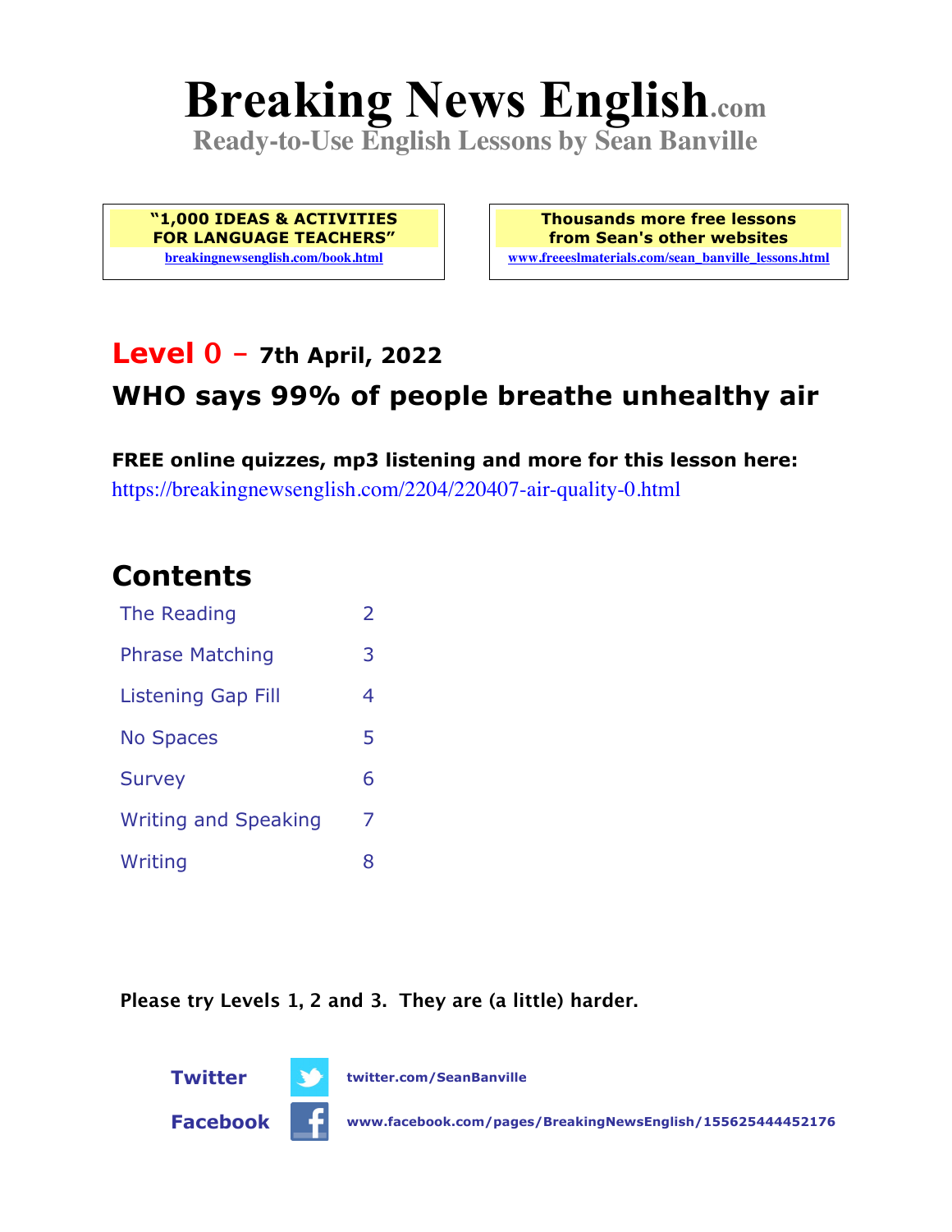# Breaking News English.com

**Ready-to-Use English Lessons by Sean Banville**

**"1,000 IDEAS & ACTIVITIES FOR LANGUAGE TEACHERS"**
breakingnewsenglish.com/book.html

**Thousands more free lessons from Sean's other websites**
www.freeeslmaterials.com/sean_banville_lessons.html

## Level 0 – 7th April, 2022

## WHO says 99% of people breathe unhealthy air

**FREE online quizzes, mp3 listening and more for this lesson here:**
https://breakingnewsenglish.com/2204/220407-air-quality-0.html

## Contents

| | |
|---|---|
| The Reading | 2 |
| Phrase Matching | 3 |
| Listening Gap Fill | 4 |
| No Spaces | 5 |
| Survey | 6 |
| Writing and Speaking | 7 |
| Writing | 8 |

**Please try Levels 1, 2 and 3. They are (a little) harder.**

**Twitter** twitter.com/SeanBanville

**Facebook** www.facebook.com/pages/BreakingNewsEnglish/155625444452176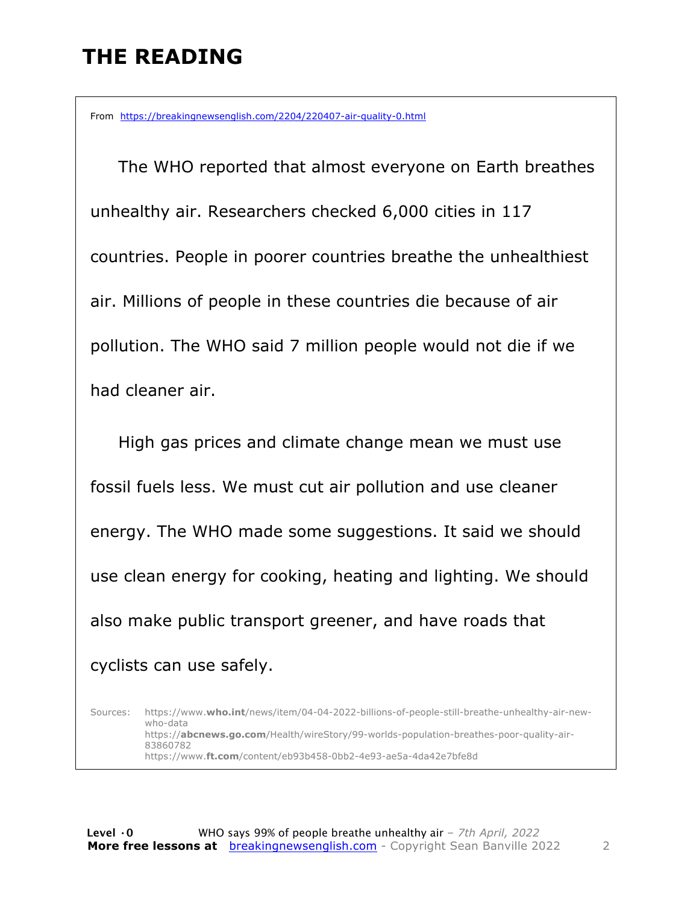# THE READING

From https://breakingnewsenglish.com/2204/220407-air-quality-0.html

The WHO reported that almost everyone on Earth breathes unhealthy air. Researchers checked 6,000 cities in 117 countries. People in poorer countries breathe the unhealthiest air. Millions of people in these countries die because of air pollution. The WHO said 7 million people would not die if we had cleaner air.

High gas prices and climate change mean we must use fossil fuels less. We must cut air pollution and use cleaner energy. The WHO made some suggestions. It said we should use clean energy for cooking, heating and lighting. We should also make public transport greener, and have roads that cyclists can use safely.

Sources:
https://www.**who.int**/news/item/04-04-2022-billions-of-people-still-breathe-unhealthy-air-new-who-data
https://**abcnews.go.com**/Health/wireStory/99-worlds-population-breathes-poor-quality-air-83860782
https://www.**ft.com**/content/eb93b458-0bb2-4e93-ae5a-4da42e7bfe8d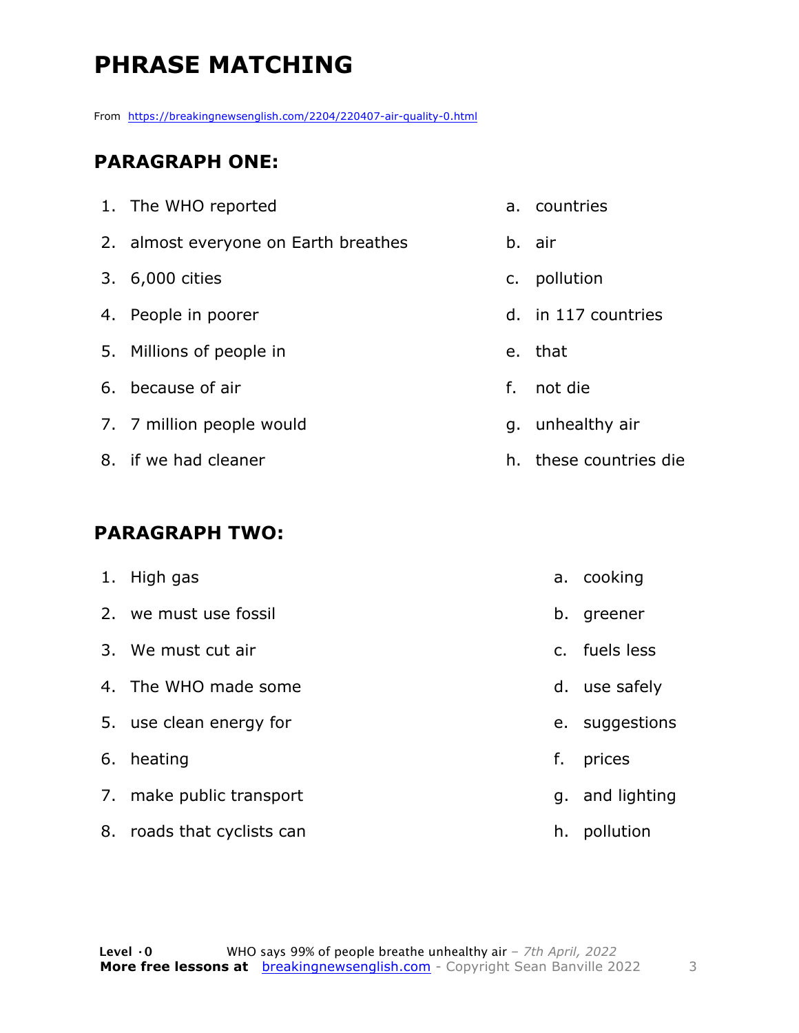# PHRASE MATCHING

From https://breakingnewsenglish.com/2204/220407-air-quality-0.html

## PARAGRAPH ONE:

| | |
|---|---|
| 1. The WHO reported | a. countries |
| 2. almost everyone on Earth breathes | b. air |
| 3. 6,000 cities | c. pollution |
| 4. People in poorer | d. in 117 countries |
| 5. Millions of people in | e. that |
| 6. because of air | f. not die |
| 7. 7 million people would | g. unhealthy air |
| 8. if we had cleaner | h. these countries die |

## PARAGRAPH TWO:

| | |
|---|---|
| 1. High gas | a. cooking |
| 2. we must use fossil | b. greener |
| 3. We must cut air | c. fuels less |
| 4. The WHO made some | d. use safely |
| 5. use clean energy for | e. suggestions |
| 6. heating | f. prices |
| 7. make public transport | g. and lighting |
| 8. roads that cyclists can | h. pollution |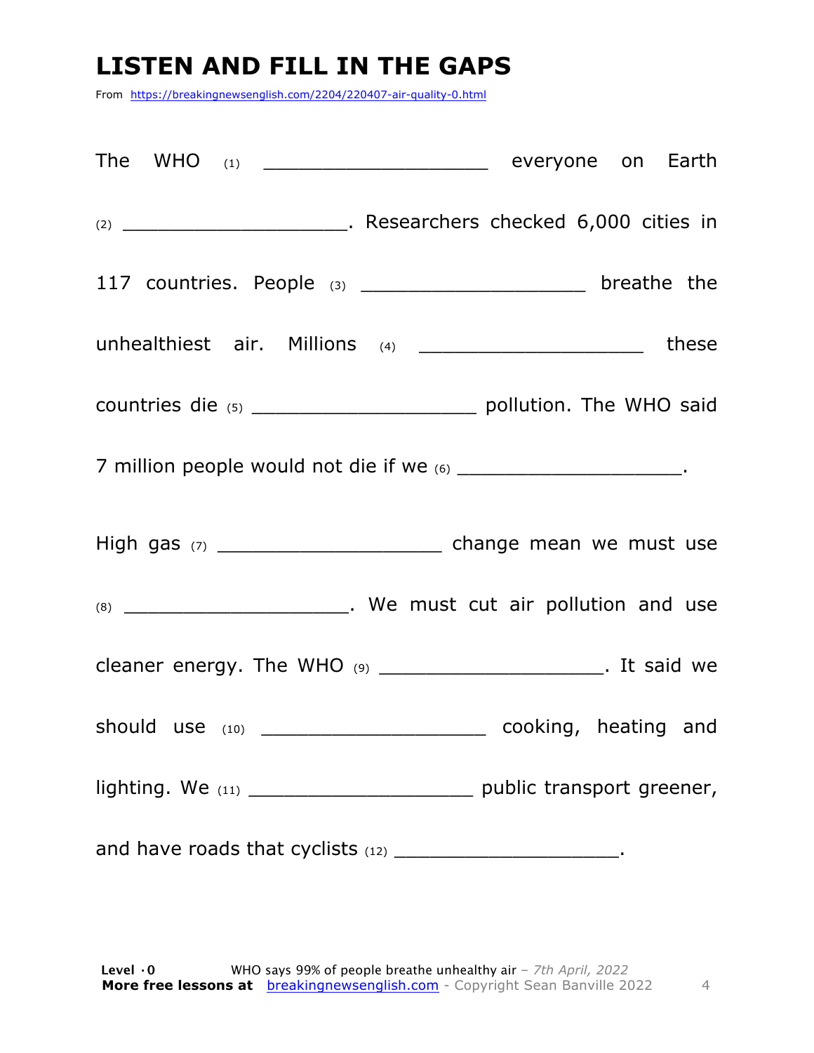# LISTEN AND FILL IN THE GAPS

From https://breakingnewsenglish.com/2204/220407-air-quality-0.html

The WHO (1) ___________________ everyone on Earth (2) ___________________. Researchers checked 6,000 cities in 117 countries. People (3) ___________________ breathe the unhealthiest air. Millions (4) ___________________ these countries die (5) ___________________ pollution. The WHO said 7 million people would not die if we (6) ___________________.

High gas (7) ___________________ change mean we must use (8) ___________________. We must cut air pollution and use cleaner energy. The WHO (9) ___________________. It said we should use (10) ___________________ cooking, heating and lighting. We (11) ___________________ public transport greener, and have roads that cyclists (12) ___________________.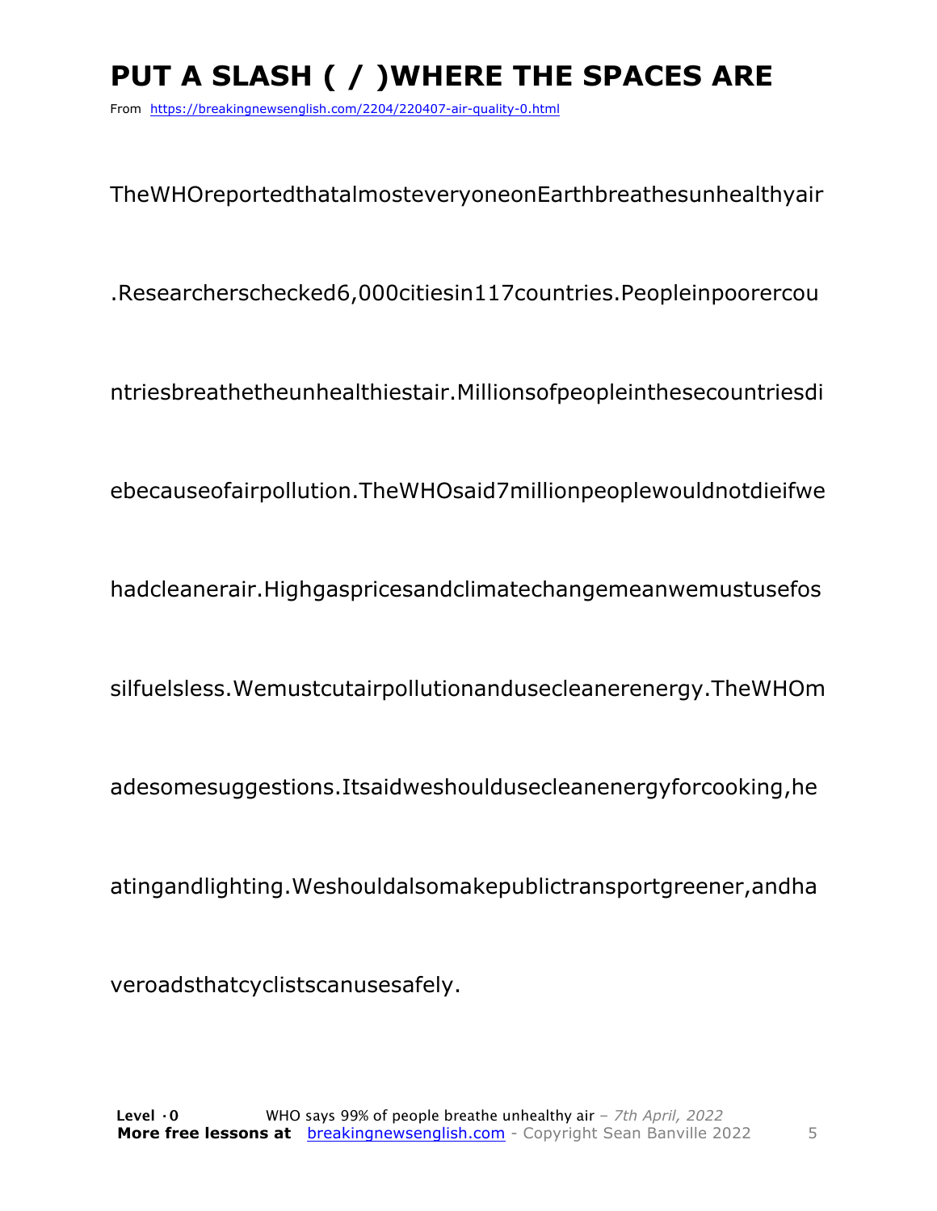# PUT A SLASH ( / )WHERE THE SPACES ARE

From https://breakingnewsenglish.com/2204/220407-air-quality-0.html

TheWHOreportedthatalmosteveryoneonEarthbreathesunhealthyair

.Researcherschecked6,000citiesin117countries.Peopleinpoorercou

ntriesbreathetheunhealthiestair.Millionsofpeopleinthesecountriesdi

ebecauseofairpollution.TheWHOsaid7millionpeoplewouldnotdieifwe

hadcleanerair.Highgaspricesandclimatechangemeanwemustusefos

silfuelsless.Wemustcutairpollutionandusecleanerenergy.TheWHOm

adesomesuggestions.Itsaidweshouldusecleanenergyforcooking,he

atingandlighting.Weshouldalsomakepublictransportgreener,andha

veroadsthatcyclistscanusesafely.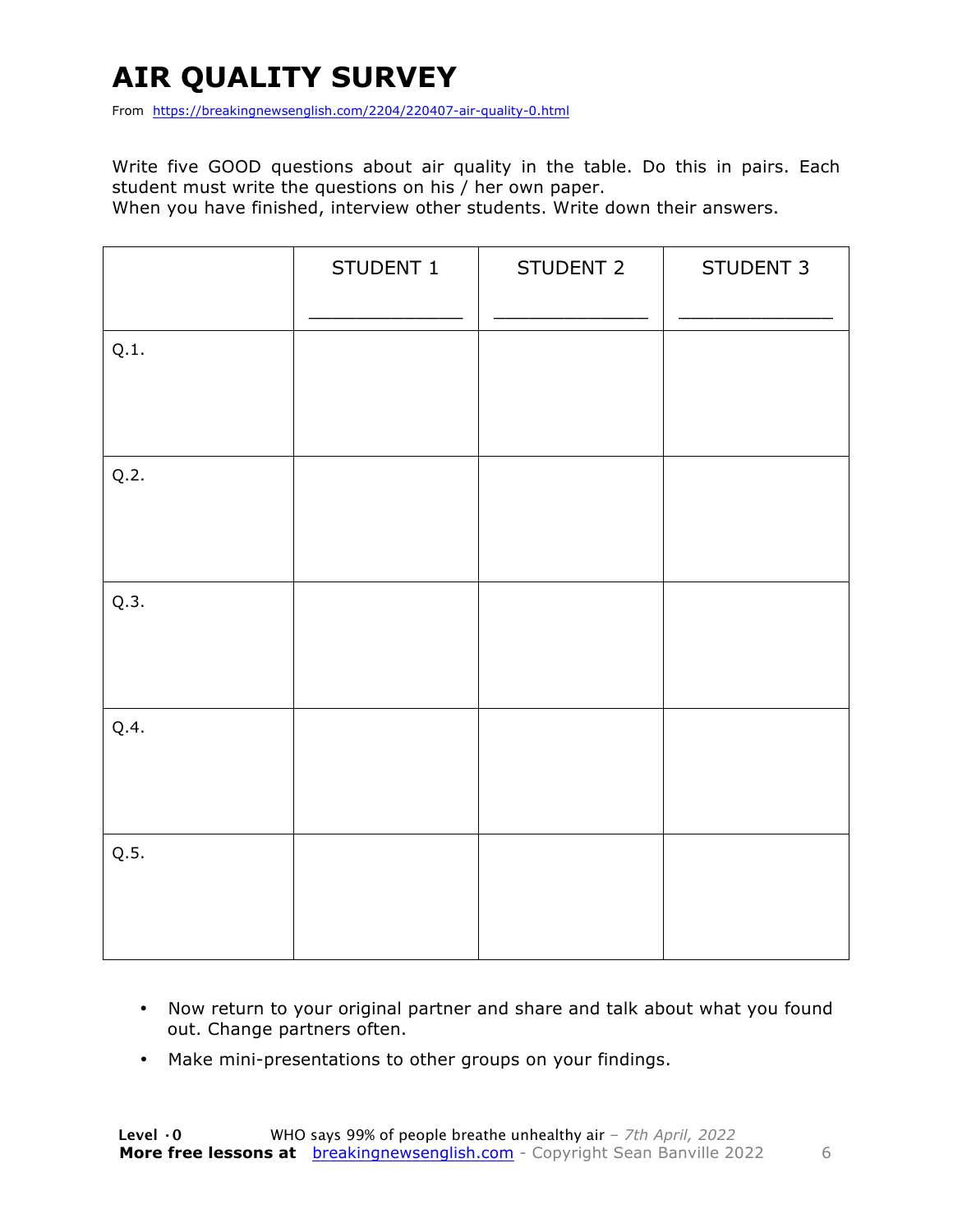# AIR QUALITY SURVEY

From https://breakingnewsenglish.com/2204/220407-air-quality-0.html

Write five GOOD questions about air quality in the table. Do this in pairs. Each student must write the questions on his / her own paper.
When you have finished, interview other students. Write down their answers.

| | STUDENT 1<br>_____________ | STUDENT 2<br>_____________ | STUDENT 3<br>_____________ |
|---|---|---|---|
| Q.1. | | | |
| Q.2. | | | |
| Q.3. | | | |
| Q.4. | | | |
| Q.5. | | | |

- Now return to your original partner and share and talk about what you found out. Change partners often.
- Make mini-presentations to other groups on your findings.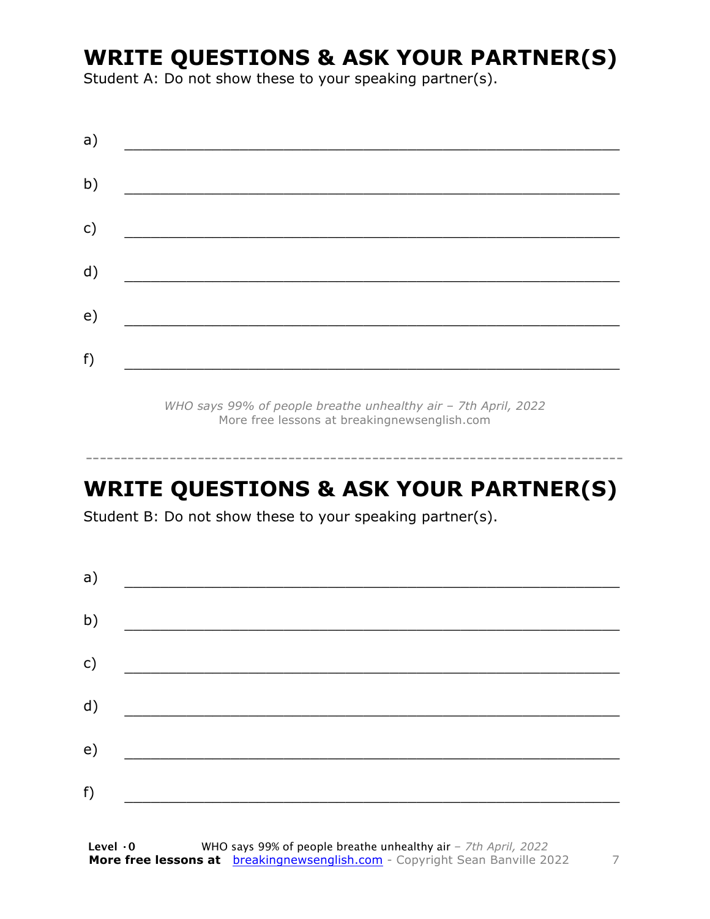## WRITE QUESTIONS & ASK YOUR PARTNER(S)

Student A: Do not show these to your speaking partner(s).

a) ___________________________________________________________

b) ___________________________________________________________

c) ___________________________________________________________

d) ___________________________________________________________

e) ___________________________________________________________

f) ___________________________________________________________

*WHO says 99% of people breathe unhealthy air – 7th April, 2022*
More free lessons at breakingnewsenglish.com

---

## WRITE QUESTIONS & ASK YOUR PARTNER(S)

Student B: Do not show these to your speaking partner(s).

a) ___________________________________________________________

b) ___________________________________________________________

c) ___________________________________________________________

d) ___________________________________________________________

e) ___________________________________________________________

f) ___________________________________________________________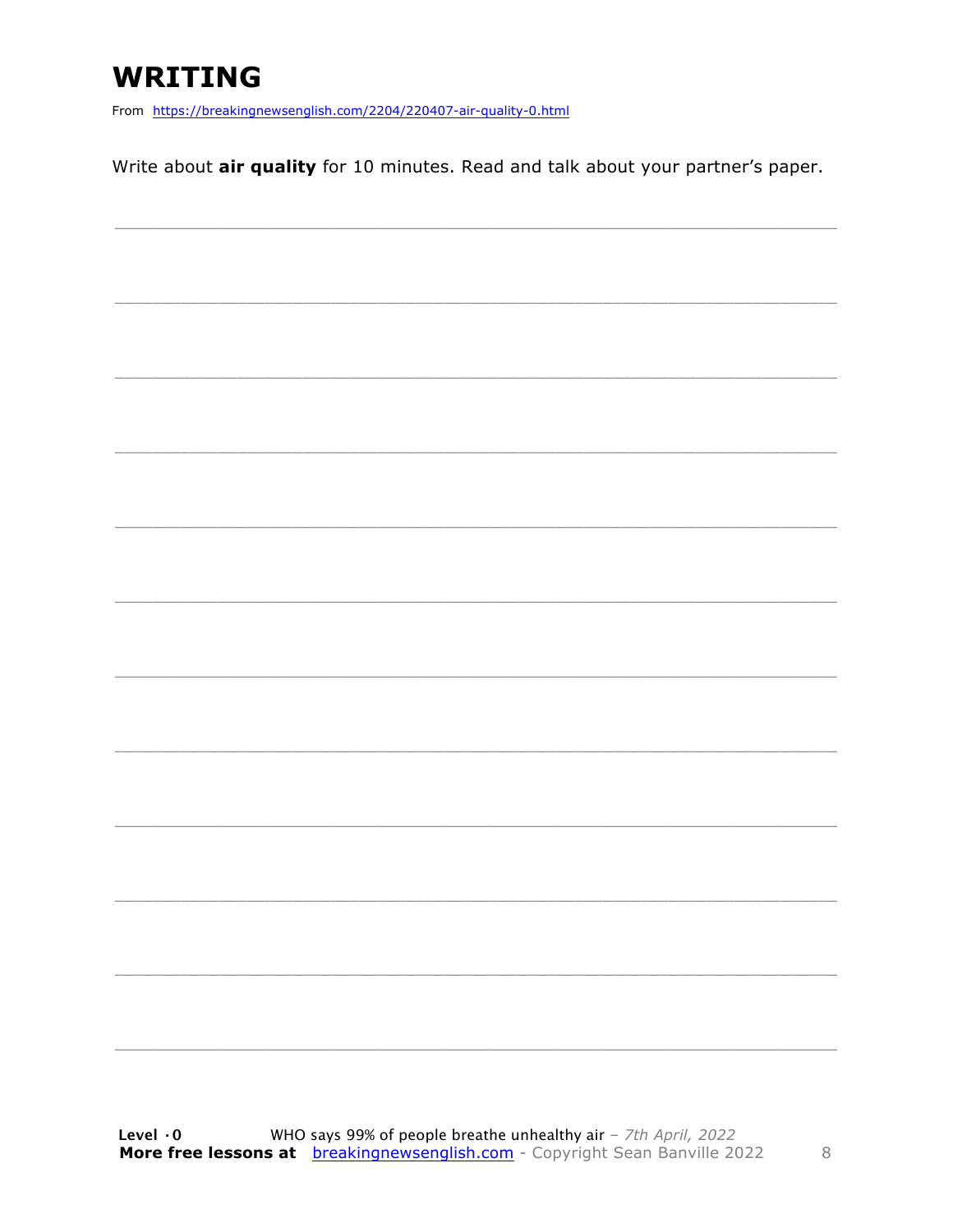# WRITING

From https://breakingnewsenglish.com/2204/220407-air-quality-0.html

Write about **air quality** for 10 minutes. Read and talk about your partner's paper.

___________________________________________________________________________

___________________________________________________________________________

___________________________________________________________________________

___________________________________________________________________________

___________________________________________________________________________

___________________________________________________________________________

___________________________________________________________________________

___________________________________________________________________________

___________________________________________________________________________

___________________________________________________________________________

___________________________________________________________________________

___________________________________________________________________________